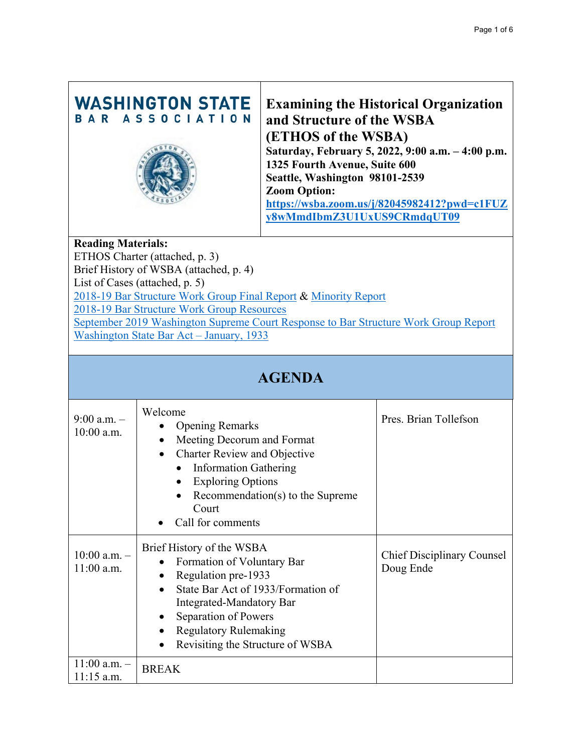**WASHINGTON STATE BAR ASSOCIATION**

# Examining the Historical Organization and Structure of the WSBA (ETHOS of the WSBA)

**Saturday, February 5, 2022, 9:00 a.m. – 4:00 p.m.**
**1325 Fourth Avenue, Suite 600**
**Seattle, Washington 98101-2539**
**Zoom Option:**
**https://wsba.zoom.us/j/82045982412?pwd=c1FUZy8wMmdIbmZ3U1UxUS9CRmdqUT09**

**Reading Materials:**
ETHOS Charter (attached, p. 3)
Brief History of WSBA (attached, p. 4)
List of Cases (attached, p. 5)
2018-19 Bar Structure Work Group Final Report & Minority Report
2018-19 Bar Structure Work Group Resources
September 2019 Washington Supreme Court Response to Bar Structure Work Group Report
Washington State Bar Act – January, 1933

## AGENDA

| Time | Item | Presenter |
|---|---|---|
| 9:00 a.m. – 10:00 a.m. | Welcome<br>• Opening Remarks<br>• Meeting Decorum and Format<br>• Charter Review and Objective<br>&nbsp;&nbsp;&nbsp;&nbsp;• Information Gathering<br>&nbsp;&nbsp;&nbsp;&nbsp;• Exploring Options<br>&nbsp;&nbsp;&nbsp;&nbsp;• Recommendation(s) to the Supreme Court<br>• Call for comments | Pres. Brian Tollefson |
| 10:00 a.m. – 11:00 a.m. | Brief History of the WSBA<br>• Formation of Voluntary Bar<br>• Regulation pre-1933<br>• State Bar Act of 1933/Formation of Integrated-Mandatory Bar<br>• Separation of Powers<br>• Regulatory Rulemaking<br>• Revisiting the Structure of WSBA | Chief Disciplinary Counsel Doug Ende |
| 11:00 a.m. – 11:15 a.m. | BREAK | |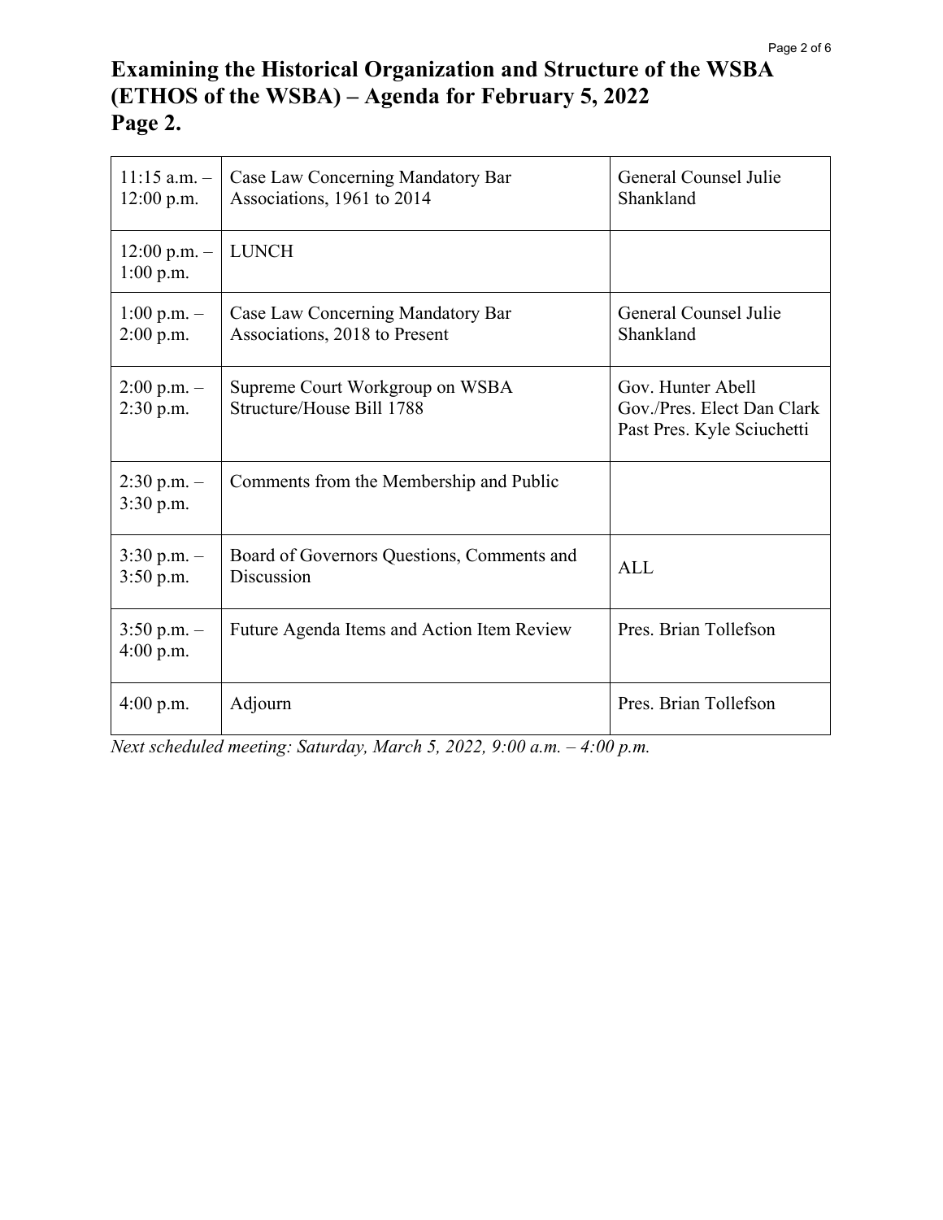# Examining the Historical Organization and Structure of the WSBA (ETHOS of the WSBA) – Agenda for February 5, 2022
# Page 2.

| Time | Item | Presenter |
|---|---|---|
| 11:15 a.m. – 12:00 p.m. | Case Law Concerning Mandatory Bar Associations, 1961 to 2014 | General Counsel Julie Shankland |
| 12:00 p.m. – 1:00 p.m. | LUNCH | |
| 1:00 p.m. – 2:00 p.m. | Case Law Concerning Mandatory Bar Associations, 2018 to Present | General Counsel Julie Shankland |
| 2:00 p.m. – 2:30 p.m. | Supreme Court Workgroup on WSBA Structure/House Bill 1788 | Gov. Hunter Abell<br>Gov./Pres. Elect Dan Clark<br>Past Pres. Kyle Sciuchetti |
| 2:30 p.m. – 3:30 p.m. | Comments from the Membership and Public | |
| 3:30 p.m. – 3:50 p.m. | Board of Governors Questions, Comments and Discussion | ALL |
| 3:50 p.m. – 4:00 p.m. | Future Agenda Items and Action Item Review | Pres. Brian Tollefson |
| 4:00 p.m. | Adjourn | Pres. Brian Tollefson |

*Next scheduled meeting: Saturday, March 5, 2022, 9:00 a.m. – 4:00 p.m.*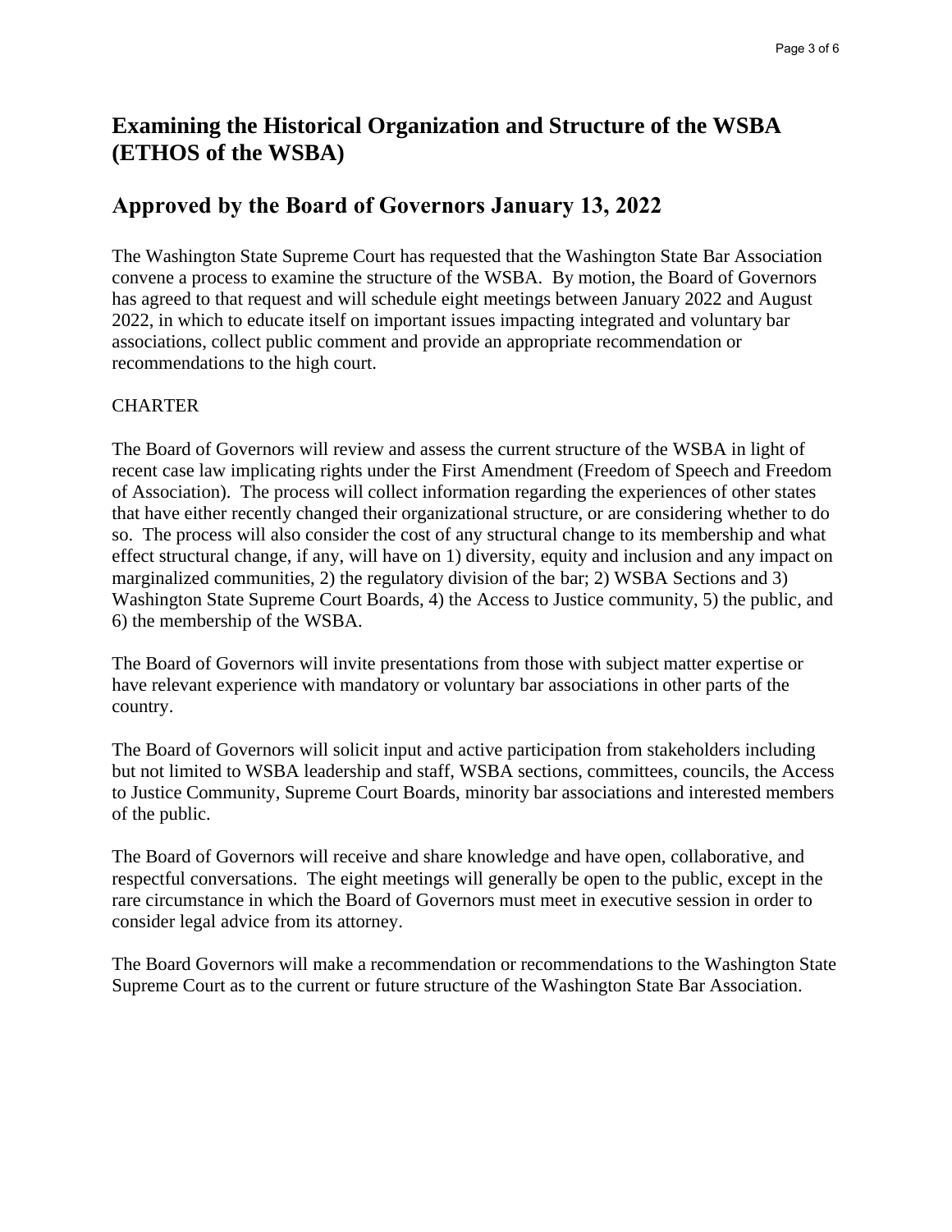# Examining the Historical Organization and Structure of the WSBA (ETHOS of the WSBA)

# Approved by the Board of Governors January 13, 2022

The Washington State Supreme Court has requested that the Washington State Bar Association convene a process to examine the structure of the WSBA. By motion, the Board of Governors has agreed to that request and will schedule eight meetings between January 2022 and August 2022, in which to educate itself on important issues impacting integrated and voluntary bar associations, collect public comment and provide an appropriate recommendation or recommendations to the high court.

CHARTER

The Board of Governors will review and assess the current structure of the WSBA in light of recent case law implicating rights under the First Amendment (Freedom of Speech and Freedom of Association). The process will collect information regarding the experiences of other states that have either recently changed their organizational structure, or are considering whether to do so. The process will also consider the cost of any structural change to its membership and what effect structural change, if any, will have on 1) diversity, equity and inclusion and any impact on marginalized communities, 2) the regulatory division of the bar; 2) WSBA Sections and 3) Washington State Supreme Court Boards, 4) the Access to Justice community, 5) the public, and 6) the membership of the WSBA.

The Board of Governors will invite presentations from those with subject matter expertise or have relevant experience with mandatory or voluntary bar associations in other parts of the country.

The Board of Governors will solicit input and active participation from stakeholders including but not limited to WSBA leadership and staff, WSBA sections, committees, councils, the Access to Justice Community, Supreme Court Boards, minority bar associations and interested members of the public.

The Board of Governors will receive and share knowledge and have open, collaborative, and respectful conversations. The eight meetings will generally be open to the public, except in the rare circumstance in which the Board of Governors must meet in executive session in order to consider legal advice from its attorney.

The Board Governors will make a recommendation or recommendations to the Washington State Supreme Court as to the current or future structure of the Washington State Bar Association.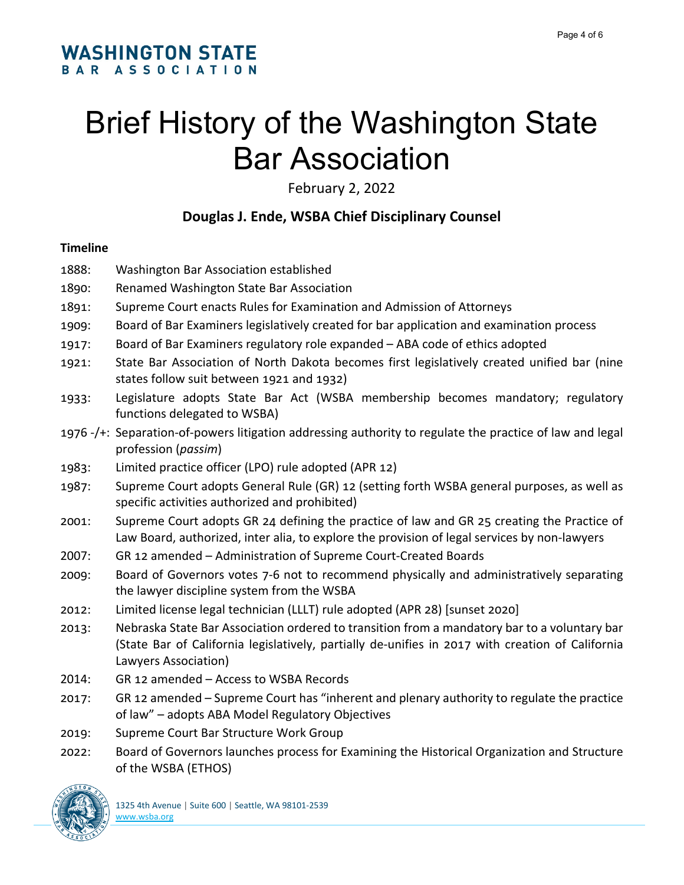# Brief History of the Washington State Bar Association

February 2, 2022

**Douglas J. Ende, WSBA Chief Disciplinary Counsel**

**Timeline**

1888: Washington Bar Association established

1890: Renamed Washington State Bar Association

1891: Supreme Court enacts Rules for Examination and Admission of Attorneys

1909: Board of Bar Examiners legislatively created for bar application and examination process

1917: Board of Bar Examiners regulatory role expanded – ABA code of ethics adopted

1921: State Bar Association of North Dakota becomes first legislatively created unified bar (nine states follow suit between 1921 and 1932)

1933: Legislature adopts State Bar Act (WSBA membership becomes mandatory; regulatory functions delegated to WSBA)

1976 -/+: Separation-of-powers litigation addressing authority to regulate the practice of law and legal profession (*passim*)

1983: Limited practice officer (LPO) rule adopted (APR 12)

1987: Supreme Court adopts General Rule (GR) 12 (setting forth WSBA general purposes, as well as specific activities authorized and prohibited)

2001: Supreme Court adopts GR 24 defining the practice of law and GR 25 creating the Practice of Law Board, authorized, inter alia, to explore the provision of legal services by non-lawyers

2007: GR 12 amended – Administration of Supreme Court-Created Boards

2009: Board of Governors votes 7-6 not to recommend physically and administratively separating the lawyer discipline system from the WSBA

2012: Limited license legal technician (LLLT) rule adopted (APR 28) [sunset 2020]

2013: Nebraska State Bar Association ordered to transition from a mandatory bar to a voluntary bar (State Bar of California legislatively, partially de-unifies in 2017 with creation of California Lawyers Association)

2014: GR 12 amended – Access to WSBA Records

2017: GR 12 amended – Supreme Court has "inherent and plenary authority to regulate the practice of law" – adopts ABA Model Regulatory Objectives

2019: Supreme Court Bar Structure Work Group

2022: Board of Governors launches process for Examining the Historical Organization and Structure of the WSBA (ETHOS)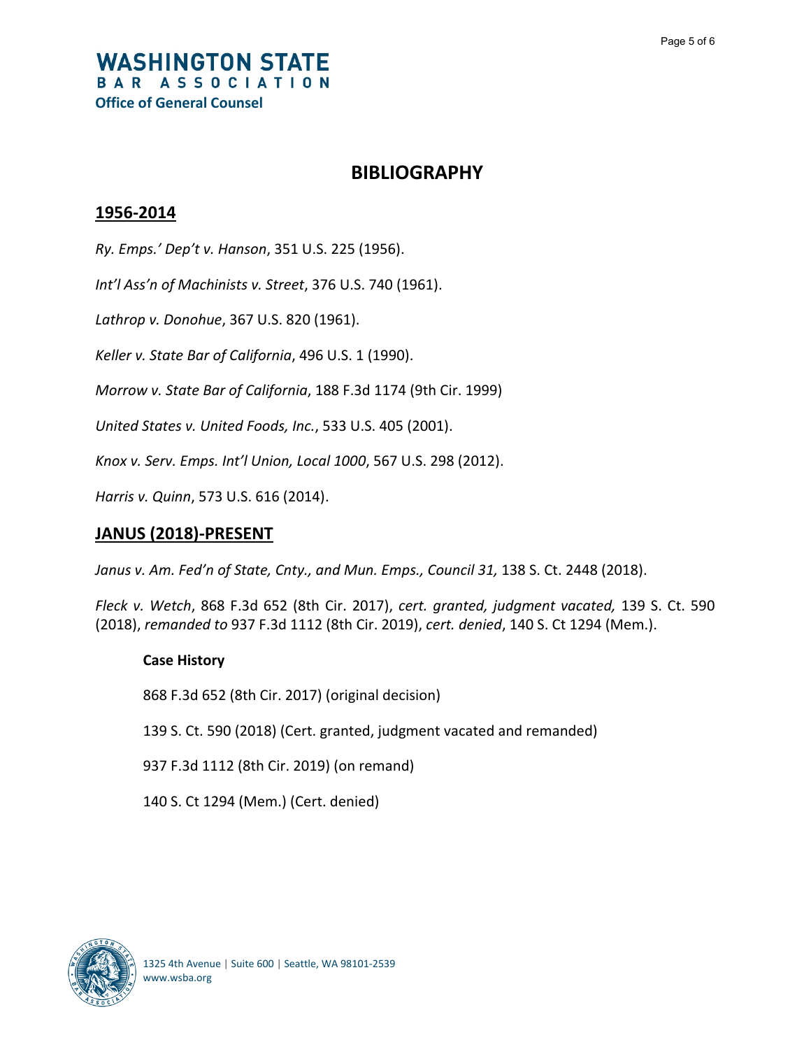# WASHINGTON STATE BAR ASSOCIATION
**Office of General Counsel**

## BIBLIOGRAPHY

### 1956-2014

*Ry. Emps.' Dep't v. Hanson*, 351 U.S. 225 (1956).

*Int'l Ass'n of Machinists v. Street*, 376 U.S. 740 (1961).

*Lathrop v. Donohue*, 367 U.S. 820 (1961).

*Keller v. State Bar of California*, 496 U.S. 1 (1990).

*Morrow v. State Bar of California*, 188 F.3d 1174 (9th Cir. 1999)

*United States v. United Foods, Inc.*, 533 U.S. 405 (2001).

*Knox v. Serv. Emps. Int'l Union, Local 1000*, 567 U.S. 298 (2012).

*Harris v. Quinn*, 573 U.S. 616 (2014).

### JANUS (2018)-PRESENT

*Janus v. Am. Fed'n of State, Cnty., and Mun. Emps., Council 31,* 138 S. Ct. 2448 (2018).

*Fleck v. Wetch*, 868 F.3d 652 (8th Cir. 2017), *cert. granted, judgment vacated,* 139 S. Ct. 590 (2018), *remanded to* 937 F.3d 1112 (8th Cir. 2019), *cert. denied*, 140 S. Ct 1294 (Mem.).

**Case History**

868 F.3d 652 (8th Cir. 2017) (original decision)

139 S. Ct. 590 (2018) (Cert. granted, judgment vacated and remanded)

937 F.3d 1112 (8th Cir. 2019) (on remand)

140 S. Ct 1294 (Mem.) (Cert. denied)

1325 4th Avenue | Suite 600 | Seattle, WA 98101-2539
www.wsba.org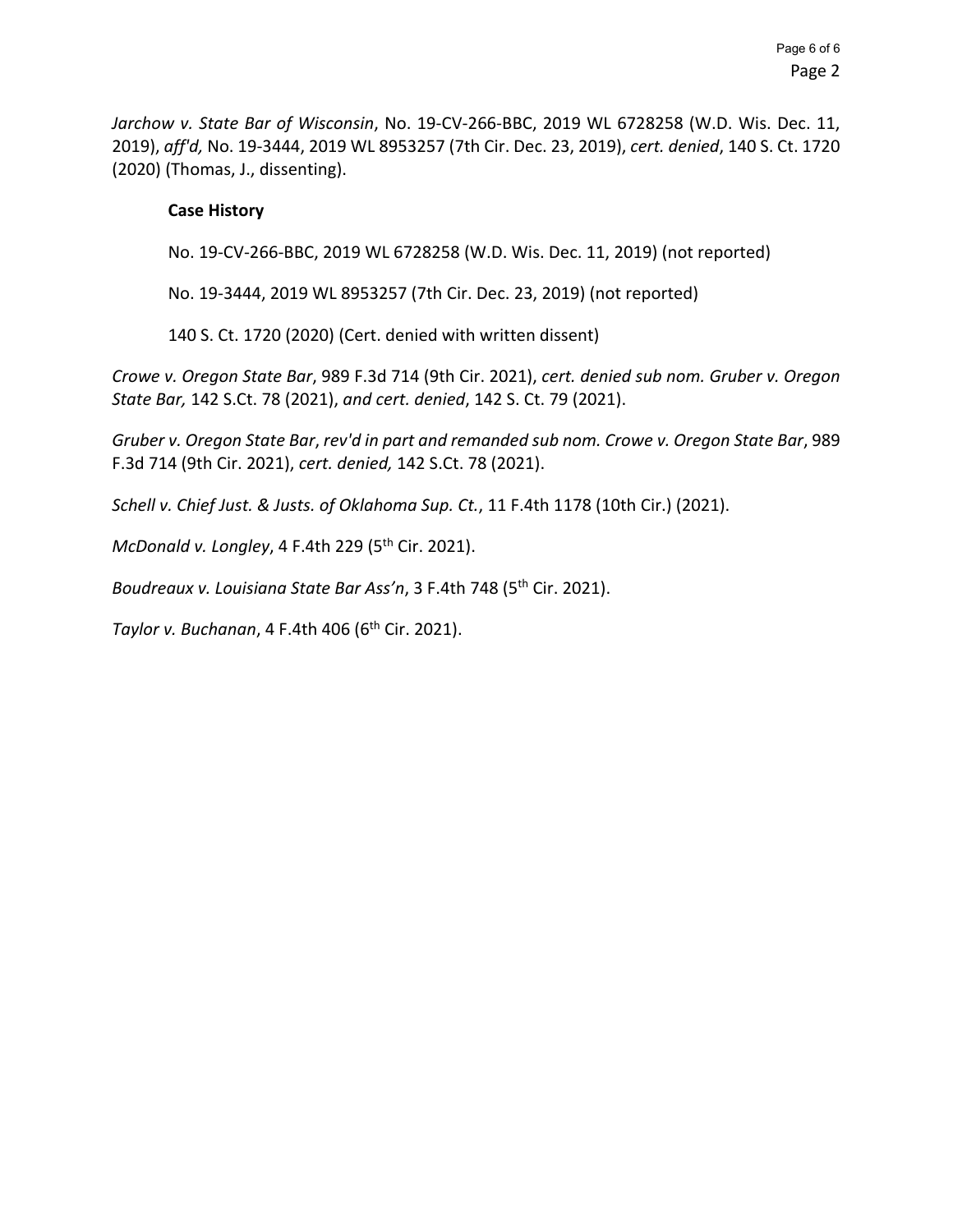*Jarchow v. State Bar of Wisconsin*, No. 19-CV-266-BBC, 2019 WL 6728258 (W.D. Wis. Dec. 11, 2019), *aff'd,* No. 19-3444, 2019 WL 8953257 (7th Cir. Dec. 23, 2019), *cert. denied*, 140 S. Ct. 1720 (2020) (Thomas, J., dissenting).

**Case History**

No. 19-CV-266-BBC, 2019 WL 6728258 (W.D. Wis. Dec. 11, 2019) (not reported)

No. 19-3444, 2019 WL 8953257 (7th Cir. Dec. 23, 2019) (not reported)

140 S. Ct. 1720 (2020) (Cert. denied with written dissent)

*Crowe v. Oregon State Bar*, 989 F.3d 714 (9th Cir. 2021), *cert. denied sub nom. Gruber v. Oregon State Bar,* 142 S.Ct. 78 (2021), *and cert. denied*, 142 S. Ct. 79 (2021).

*Gruber v. Oregon State Bar*, *rev'd in part and remanded sub nom. Crowe v. Oregon State Bar*, 989 F.3d 714 (9th Cir. 2021), *cert. denied,* 142 S.Ct. 78 (2021).

*Schell v. Chief Just. & Justs. of Oklahoma Sup. Ct.*, 11 F.4th 1178 (10th Cir.) (2021).

*McDonald v. Longley*, 4 F.4th 229 (5th Cir. 2021).

*Boudreaux v. Louisiana State Bar Ass'n*, 3 F.4th 748 (5th Cir. 2021).

*Taylor v. Buchanan*, 4 F.4th 406 (6th Cir. 2021).